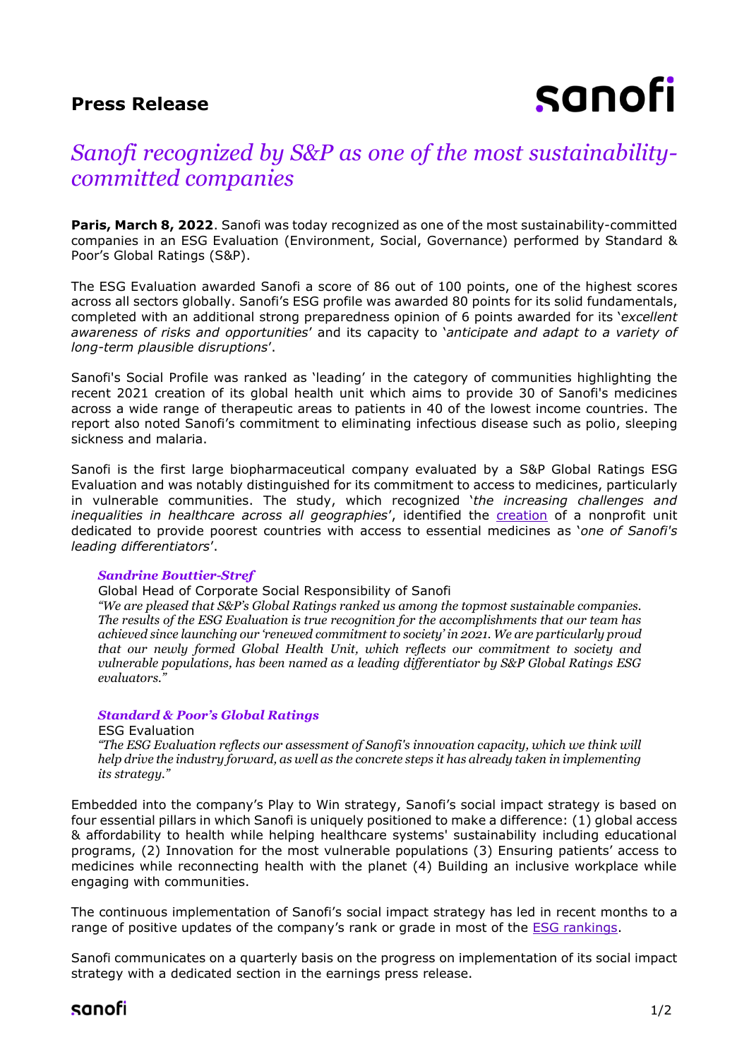**Press Release**

sanofi

# *Sanofi recognized by S&P as one of the most sustainability-committed companies*

**Paris, March 8, 2022**. Sanofi was today recognized as one of the most sustainability-committed companies in an ESG Evaluation (Environment, Social, Governance) performed by Standard & Poor's Global Ratings (S&P).

The ESG Evaluation awarded Sanofi a score of 86 out of 100 points, one of the highest scores across all sectors globally. Sanofi's ESG profile was awarded 80 points for its solid fundamentals, completed with an additional strong preparedness opinion of 6 points awarded for its '*excellent awareness of risks and opportunities*' and its capacity to '*anticipate and adapt to a variety of long-term plausible disruptions*'.

Sanofi's Social Profile was ranked as 'leading' in the category of communities highlighting the recent 2021 creation of its global health unit which aims to provide 30 of Sanofi's medicines across a wide range of therapeutic areas to patients in 40 of the lowest income countries. The report also noted Sanofi's commitment to eliminating infectious disease such as polio, sleeping sickness and malaria.

Sanofi is the first large biopharmaceutical company evaluated by a S&P Global Ratings ESG Evaluation and was notably distinguished for its commitment to access to medicines, particularly in vulnerable communities. The study, which recognized '*the increasing challenges and inequalities in healthcare across all geographies*', identified the creation of a nonprofit unit dedicated to provide poorest countries with access to essential medicines as '*one of Sanofi's leading differentiators*'.

> ***Sandrine Bouttier-Stref***
> Global Head of Corporate Social Responsibility of Sanofi
> *"We are pleased that S&P's Global Ratings ranked us among the topmost sustainable companies. The results of the ESG Evaluation is true recognition for the accomplishments that our team has achieved since launching our 'renewed commitment to society' in 2021. We are particularly proud that our newly formed Global Health Unit, which reflects our commitment to society and vulnerable populations, has been named as a leading differentiator by S&P Global Ratings ESG evaluators."*

> ***Standard & Poor's Global Ratings***
> ESG Evaluation
> *"The ESG Evaluation reflects our assessment of Sanofi's innovation capacity, which we think will help drive the industry forward, as well as the concrete steps it has already taken in implementing its strategy."*

Embedded into the company's Play to Win strategy, Sanofi's social impact strategy is based on four essential pillars in which Sanofi is uniquely positioned to make a difference: (1) global access & affordability to health while helping healthcare systems' sustainability including educational programs, (2) Innovation for the most vulnerable populations (3) Ensuring patients' access to medicines while reconnecting health with the planet (4) Building an inclusive workplace while engaging with communities.

The continuous implementation of Sanofi's social impact strategy has led in recent months to a range of positive updates of the company's rank or grade in most of the ESG rankings.

Sanofi communicates on a quarterly basis on the progress on implementation of its social impact strategy with a dedicated section in the earnings press release.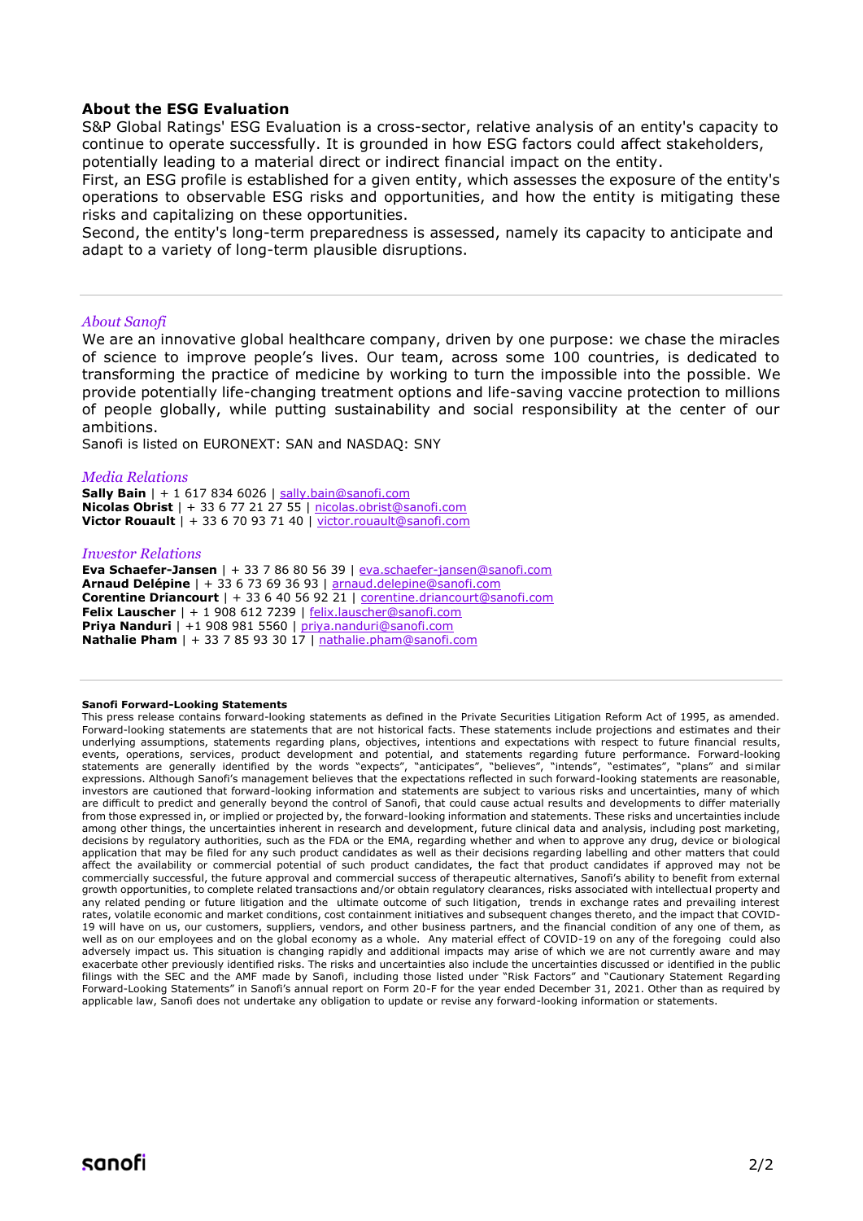### About the ESG Evaluation

S&P Global Ratings' ESG Evaluation is a cross-sector, relative analysis of an entity's capacity to continue to operate successfully. It is grounded in how ESG factors could affect stakeholders, potentially leading to a material direct or indirect financial impact on the entity.
First, an ESG profile is established for a given entity, which assesses the exposure of the entity's operations to observable ESG risks and opportunities, and how the entity is mitigating these risks and capitalizing on these opportunities.
Second, the entity's long-term preparedness is assessed, namely its capacity to anticipate and adapt to a variety of long-term plausible disruptions.

---

*About Sanofi*

We are an innovative global healthcare company, driven by one purpose: we chase the miracles of science to improve people's lives. Our team, across some 100 countries, is dedicated to transforming the practice of medicine by working to turn the impossible into the possible. We provide potentially life-changing treatment options and life-saving vaccine protection to millions of people globally, while putting sustainability and social responsibility at the center of our ambitions.
Sanofi is listed on EURONEXT: SAN and NASDAQ: SNY

*Media Relations*

**Sally Bain** | + 1 617 834 6026 | sally.bain@sanofi.com
**Nicolas Obrist** | + 33 6 77 21 27 55 | nicolas.obrist@sanofi.com
**Victor Rouault** | + 33 6 70 93 71 40 | victor.rouault@sanofi.com

*Investor Relations*

**Eva Schaefer-Jansen** | + 33 7 86 80 56 39 | eva.schaefer-jansen@sanofi.com
**Arnaud Delépine** | + 33 6 73 69 36 93 | arnaud.delepine@sanofi.com
**Corentine Driancourt** | + 33 6 40 56 92 21 | corentine.driancourt@sanofi.com
**Felix Lauscher** | + 1 908 612 7239 | felix.lauscher@sanofi.com
**Priya Nanduri** | +1 908 981 5560 | priya.nanduri@sanofi.com
**Nathalie Pham** | + 33 7 85 93 30 17 | nathalie.pham@sanofi.com

---

**Sanofi Forward-Looking Statements**

This press release contains forward-looking statements as defined in the Private Securities Litigation Reform Act of 1995, as amended. Forward-looking statements are statements that are not historical facts. These statements include projections and estimates and their underlying assumptions, statements regarding plans, objectives, intentions and expectations with respect to future financial results, events, operations, services, product development and potential, and statements regarding future performance. Forward-looking statements are generally identified by the words "expects", "anticipates", "believes", "intends", "estimates", "plans" and similar expressions. Although Sanofi's management believes that the expectations reflected in such forward-looking statements are reasonable, investors are cautioned that forward-looking information and statements are subject to various risks and uncertainties, many of which are difficult to predict and generally beyond the control of Sanofi, that could cause actual results and developments to differ materially from those expressed in, or implied or projected by, the forward-looking information and statements. These risks and uncertainties include among other things, the uncertainties inherent in research and development, future clinical data and analysis, including post marketing, decisions by regulatory authorities, such as the FDA or the EMA, regarding whether and when to approve any drug, device or biological application that may be filed for any such product candidates as well as their decisions regarding labelling and other matters that could affect the availability or commercial potential of such product candidates, the fact that product candidates if approved may not be commercially successful, the future approval and commercial success of therapeutic alternatives, Sanofi's ability to benefit from external growth opportunities, to complete related transactions and/or obtain regulatory clearances, risks associated with intellectual property and any related pending or future litigation and the ultimate outcome of such litigation, trends in exchange rates and prevailing interest rates, volatile economic and market conditions, cost containment initiatives and subsequent changes thereto, and the impact that COVID-19 will have on us, our customers, suppliers, vendors, and other business partners, and the financial condition of any one of them, as well as on our employees and on the global economy as a whole. Any material effect of COVID-19 on any of the foregoing could also adversely impact us. This situation is changing rapidly and additional impacts may arise of which we are not currently aware and may exacerbate other previously identified risks. The risks and uncertainties also include the uncertainties discussed or identified in the public filings with the SEC and the AMF made by Sanofi, including those listed under "Risk Factors" and "Cautionary Statement Regarding Forward-Looking Statements" in Sanofi's annual report on Form 20-F for the year ended December 31, 2021. Other than as required by applicable law, Sanofi does not undertake any obligation to update or revise any forward-looking information or statements.